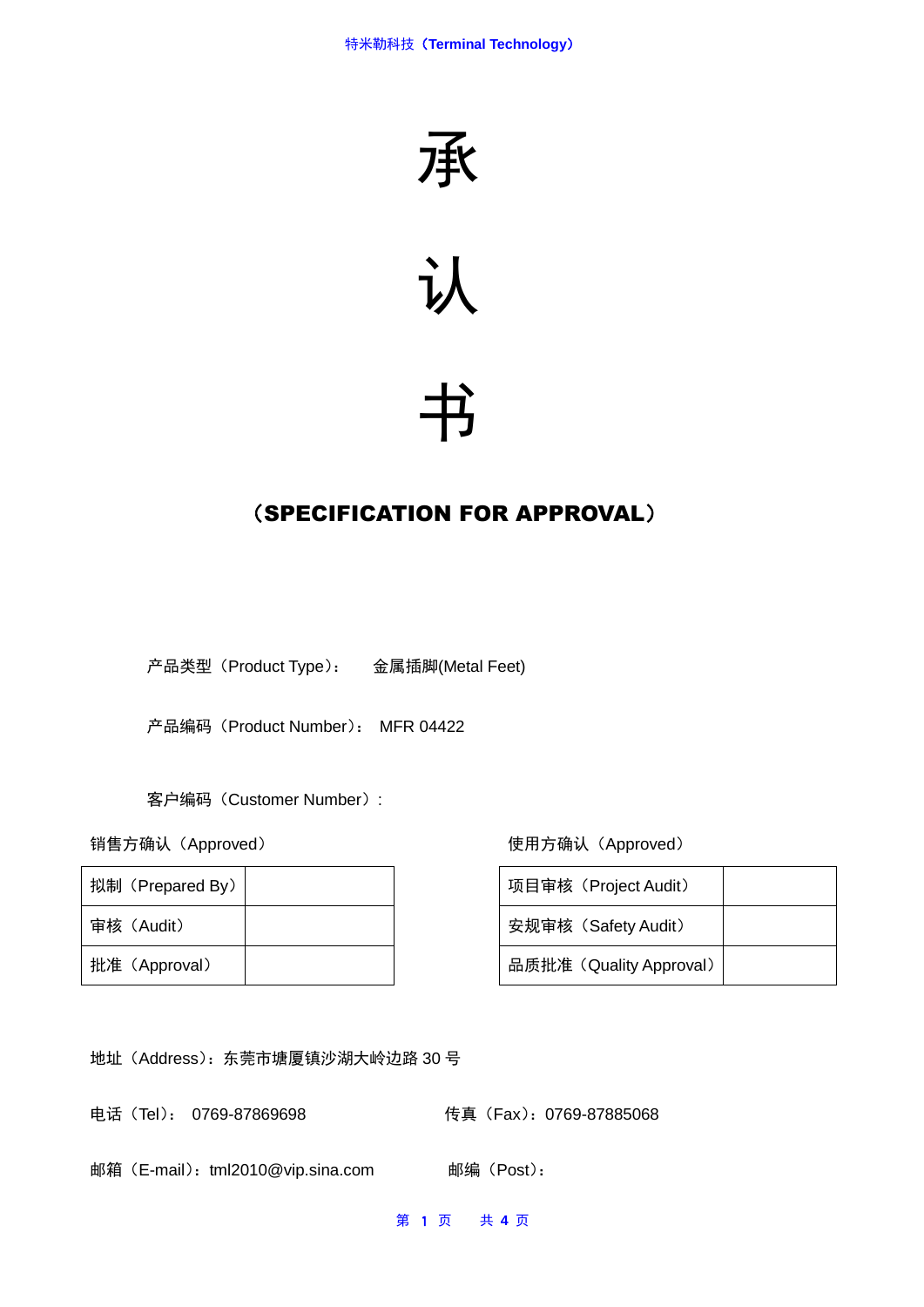# 承

# 认

# 书

## （SPECIFICATION FOR APPROVAL）

产品类型（Product Type）： 金属插脚(Metal Feet)

产品编码（Product Number）： MFR 04422

客户编码（Customer Number）:

销售方确认（Approved）

| 拟制（Prepared By） | |
|---|---|
| 审核（Audit） | |
| 批准（Approval） | |

使用方确认（Approved）

| 项目审核（Project Audit） | |
|---|---|
| 安规审核（Safety Audit） | |
| 品质批准（Quality Approval） | |

地址（Address）：东莞市塘厦镇沙湖大岭边路 30 号

电话（Tel）： 0769-87869698

传真（Fax）：0769-87885068

邮箱（E-mail）：tml2010@vip.sina.com

邮编（Post）：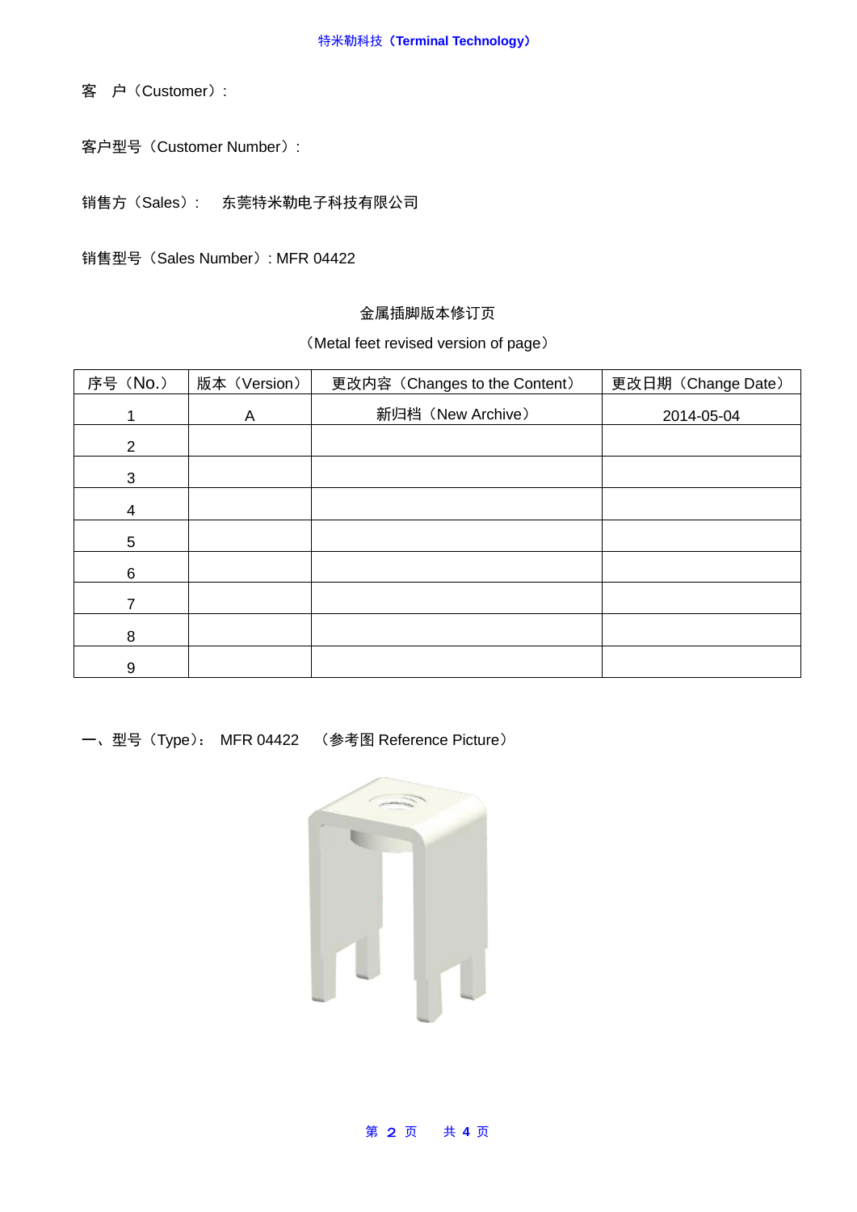客　户（Customer）:

客户型号（Customer Number）:

销售方（Sales）:　 东莞特米勒电子科技有限公司

销售型号（Sales Number）: MFR 04422

金属插脚版本修订页

（Metal feet revised version of page）

| 序号（No.） | 版本（Version） | 更改内容（Changes to the Content） | 更改日期（Change Date） |
|---|---|---|---|
| 1 | A | 新归档（New Archive） | 2014-05-04 |
| 2 | | | |
| 3 | | | |
| 4 | | | |
| 5 | | | |
| 6 | | | |
| 7 | | | |
| 8 | | | |
| 9 | | | |

一、型号（Type）:　MFR 04422　（参考图 Reference Picture）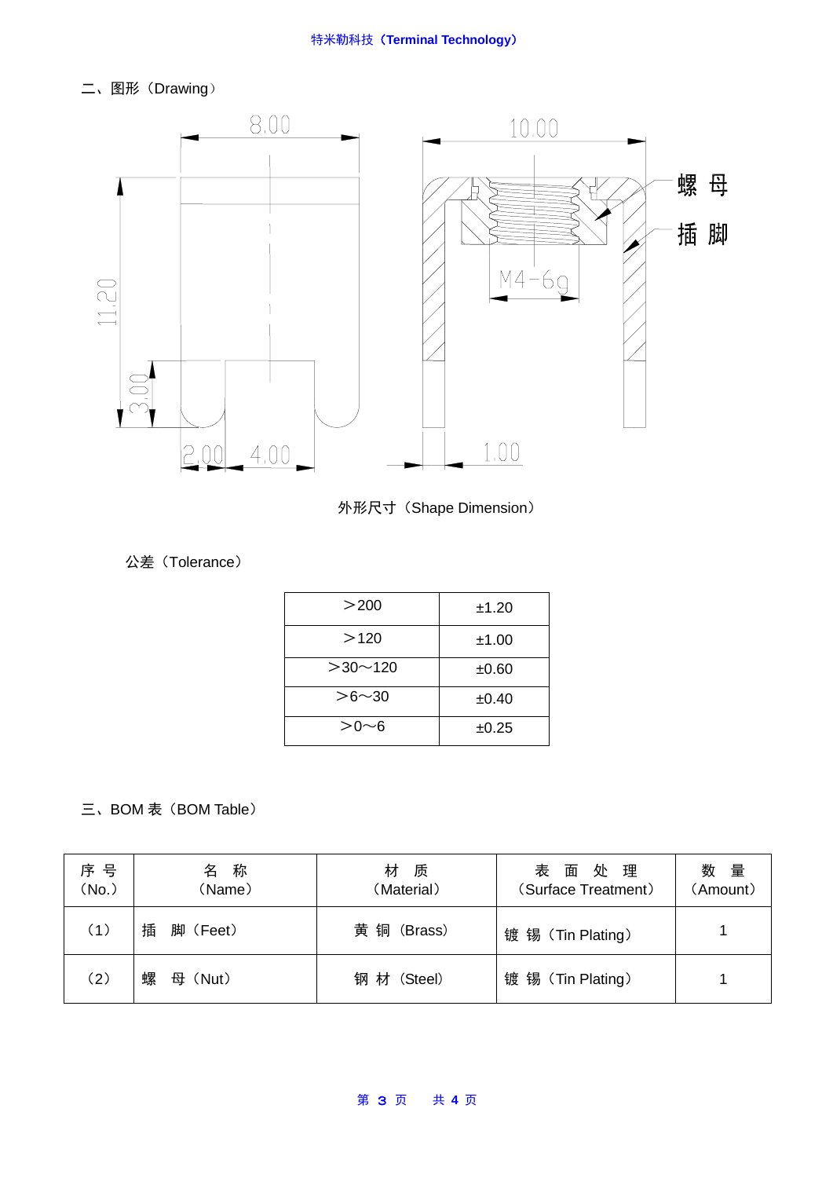二、图形（Drawing）

外形尺寸（Shape Dimension）

公差（Tolerance）

| ＞200 | ±1.20 |
|---|---|
| ＞120 | ±1.00 |
| ＞30～120 | ±0.60 |
| ＞6～30 | ±0.40 |
| ＞0～6 | ±0.25 |

三、BOM 表（BOM Table）

| 序 号（No.） | 名 称（Name） | 材 质（Material） | 表 面 处 理（Surface Treatment） | 数 量（Amount） |
|---|---|---|---|---|
| （1） | 插 脚（Feet） | 黄 铜（Brass） | 镀 锡（Tin Plating） | 1 |
| （2） | 螺 母（Nut） | 钢 材（Steel） | 镀 锡（Tin Plating） | 1 |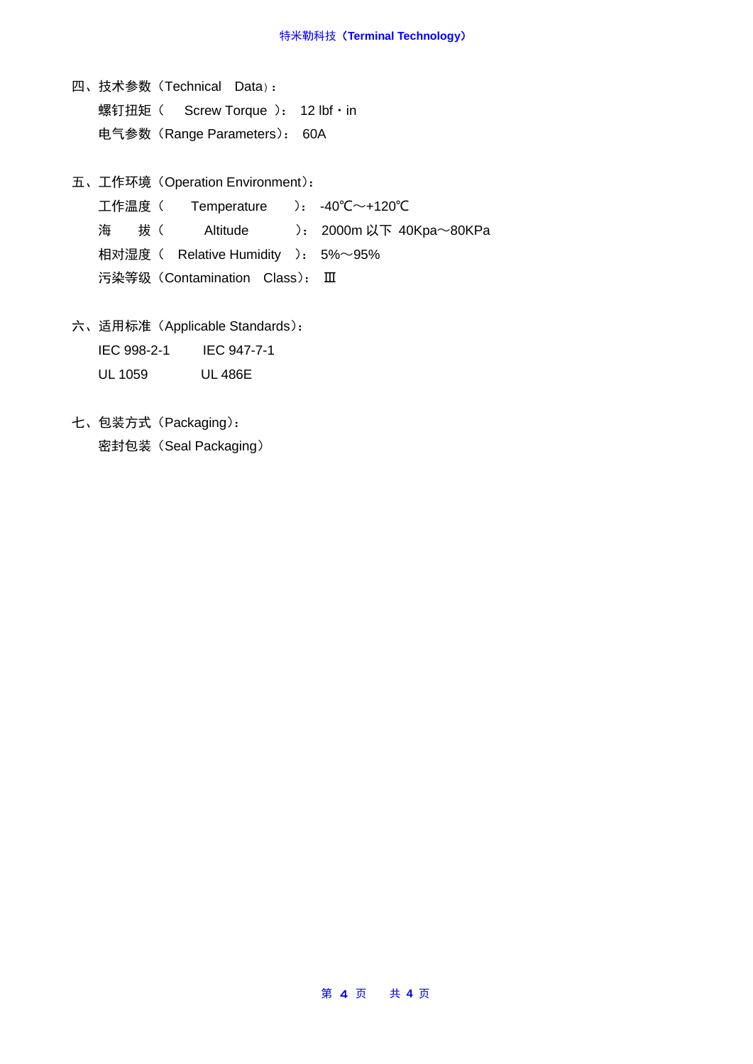## 四、技术参数（Technical Data）：

螺钉扭矩（ Screw Torque ）： 12 lbf・in

电气参数（Range Parameters）： 60A

## 五、工作环境（Operation Environment）：

工作温度（ Temperature ）： -40℃～+120℃

海 拔（ Altitude ）： 2000m 以下 40Kpa～80KPa

相对湿度（ Relative Humidity ）： 5%～95%

污染等级（Contamination Class）： Ⅲ

## 六、适用标准（Applicable Standards）：

IEC 998-2-1 IEC 947-7-1

UL 1059 UL 486E

## 七、包装方式（Packaging）：

密封包装（Seal Packaging）